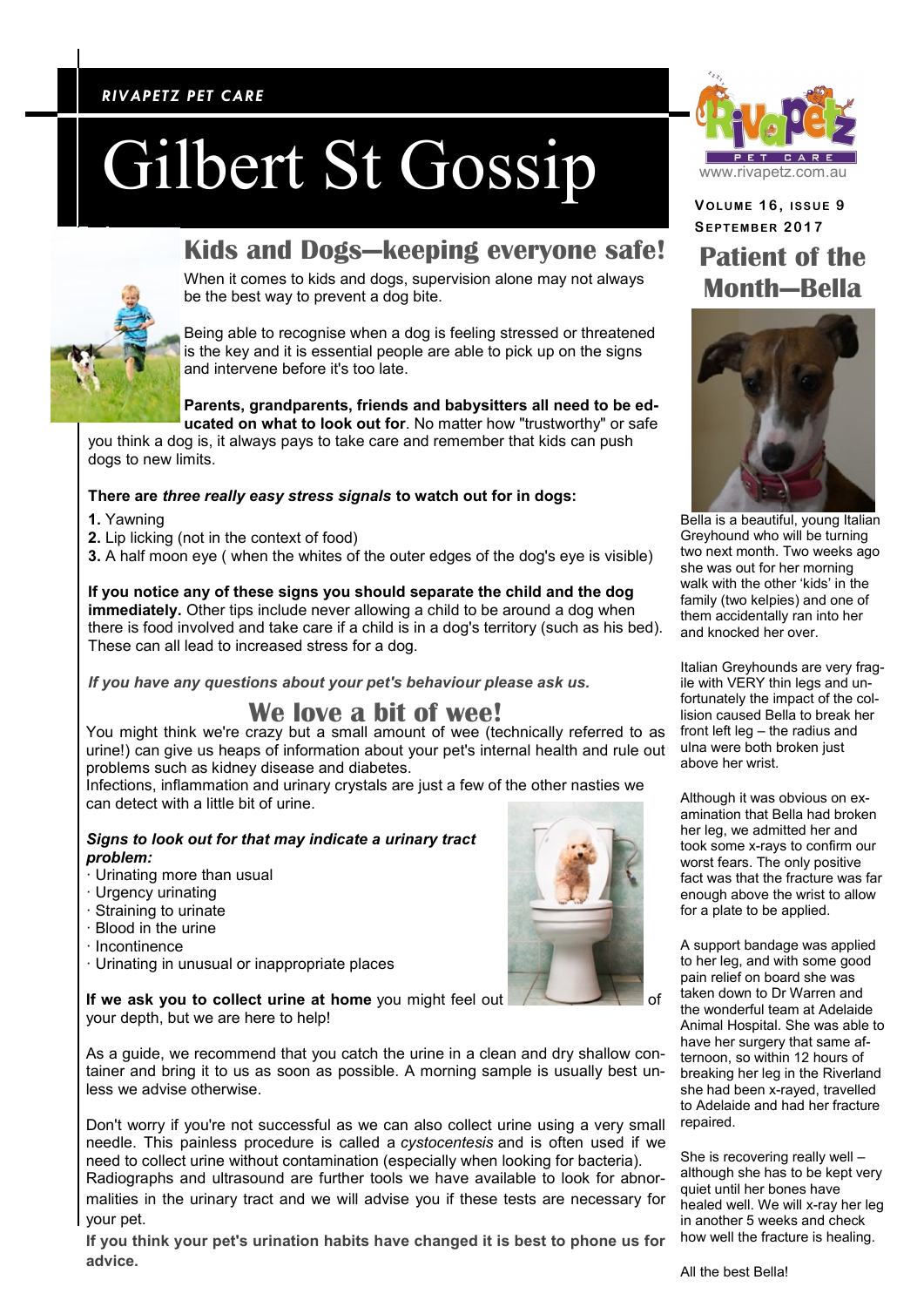*RIVAPETZ PET CARE*

# Gilbert St Gossip

www.rivapetz.com.au

**VOLUME 16, ISSUE 9**
**SEPTEMBER 2017**

## Kids and Dogs—keeping everyone safe!

When it comes to kids and dogs, supervision alone may not always be the best way to prevent a dog bite.

Being able to recognise when a dog is feeling stressed or threatened is the key and it is essential people are able to pick up on the signs and intervene before it's too late.

**Parents, grandparents, friends and babysitters all need to be educated on what to look out for**. No matter how "trustworthy" or safe you think a dog is, it always pays to take care and remember that kids can push dogs to new limits.

**There are *three really easy stress signals* to watch out for in dogs:**

**1.** Yawning
**2.** Lip licking (not in the context of food)
**3.** A half moon eye ( when the whites of the outer edges of the dog's eye is visible)

**If you notice any of these signs you should separate the child and the dog immediately.** Other tips include never allowing a child to be around a dog when there is food involved and take care if a child is in a dog's territory (such as his bed). These can all lead to increased stress for a dog.

***If you have any questions about your pet's behaviour please ask us.***

## We love a bit of wee!

You might think we're crazy but a small amount of wee (technically referred to as urine!) can give us heaps of information about your pet's internal health and rule out problems such as kidney disease and diabetes.
Infections, inflammation and urinary crystals are just a few of the other nasties we can detect with a little bit of urine.

***Signs to look out for that may indicate a urinary tract problem:***

- Urinating more than usual
- Urgency urinating
- Straining to urinate
- Blood in the urine
- Incontinence
- Urinating in unusual or inappropriate places

**If we ask you to collect urine at home** you might feel out of your depth, but we are here to help!

As a guide, we recommend that you catch the urine in a clean and dry shallow container and bring it to us as soon as possible. A morning sample is usually best unless we advise otherwise.

Don't worry if you're not successful as we can also collect urine using a very small needle. This painless procedure is called a *cystocentesis* and is often used if we need to collect urine without contamination (especially when looking for bacteria).
Radiographs and ultrasound are further tools we have available to look for abnormalities in the urinary tract and we will advise you if these tests are necessary for your pet.

**If you think your pet's urination habits have changed it is best to phone us for advice.**

## Patient of the Month—Bella

Bella is a beautiful, young Italian Greyhound who will be turning two next month. Two weeks ago she was out for her morning walk with the other 'kids' in the family (two kelpies) and one of them accidentally ran into her and knocked her over.

Italian Greyhounds are very fragile with VERY thin legs and unfortunately the impact of the collision caused Bella to break her front left leg – the radius and ulna were both broken just above her wrist.

Although it was obvious on examination that Bella had broken her leg, we admitted her and took some x-rays to confirm our worst fears. The only positive fact was that the fracture was far enough above the wrist to allow for a plate to be applied.

A support bandage was applied to her leg, and with some good pain relief on board she was taken down to Dr Warren and the wonderful team at Adelaide Animal Hospital. She was able to have her surgery that same afternoon, so within 12 hours of breaking her leg in the Riverland she had been x-rayed, travelled to Adelaide and had her fracture repaired.

She is recovering really well – although she has to be kept very quiet until her bones have healed well. We will x-ray her leg in another 5 weeks and check how well the fracture is healing.

All the best Bella!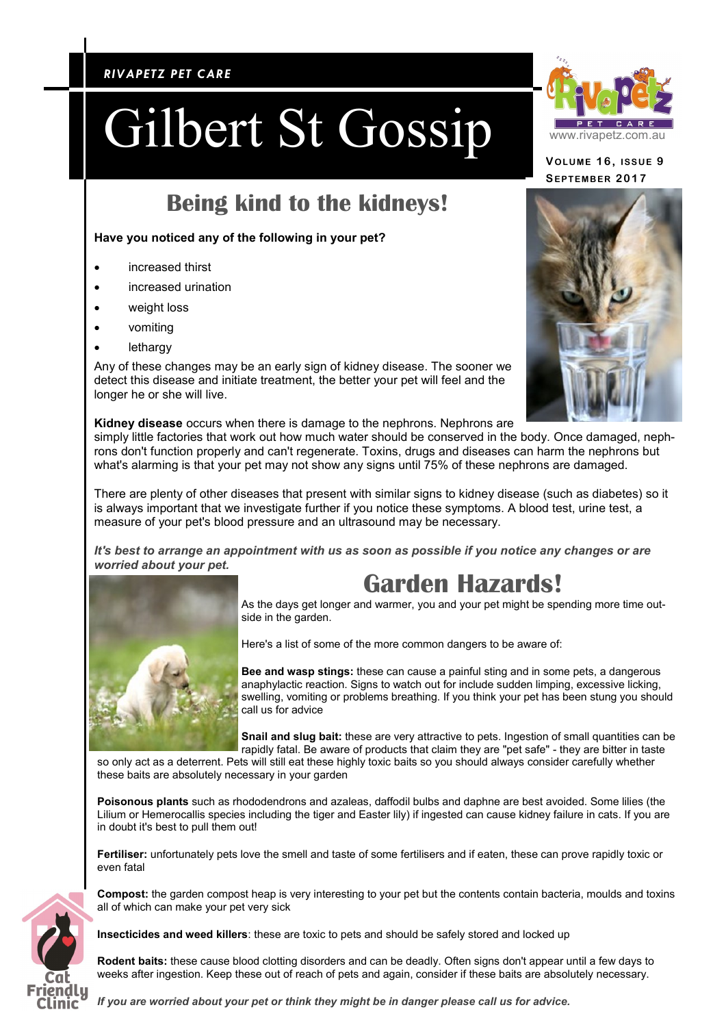RIVAPETZ PET CARE

# Gilbert St Gossip

www.rivapetz.com.au

**Volume 16, Issue 9**
**September 2017**

## Being kind to the kidneys!

**Have you noticed any of the following in your pet?**

- increased thirst
- increased urination
- weight loss
- vomiting
- lethargy

Any of these changes may be an early sign of kidney disease. The sooner we detect this disease and initiate treatment, the better your pet will feel and the longer he or she will live.

**Kidney disease** occurs when there is damage to the nephrons. Nephrons are simply little factories that work out how much water should be conserved in the body. Once damaged, nephrons don't function properly and can't regenerate. Toxins, drugs and diseases can harm the nephrons but what's alarming is that your pet may not show any signs until 75% of these nephrons are damaged.

There are plenty of other diseases that present with similar signs to kidney disease (such as diabetes) so it is always important that we investigate further if you notice these symptoms. A blood test, urine test, a measure of your pet's blood pressure and an ultrasound may be necessary.

***It's best to arrange an appointment with us as soon as possible if you notice any changes or are worried about your pet.***

## Garden Hazards!

As the days get longer and warmer, you and your pet might be spending more time outside in the garden.

Here's a list of some of the more common dangers to be aware of:

**Bee and wasp stings:** these can cause a painful sting and in some pets, a dangerous anaphylactic reaction. Signs to watch out for include sudden limping, excessive licking, swelling, vomiting or problems breathing. If you think your pet has been stung you should call us for advice

**Snail and slug bait:** these are very attractive to pets. Ingestion of small quantities can be rapidly fatal. Be aware of products that claim they are "pet safe" - they are bitter in taste so only act as a deterrent. Pets will still eat these highly toxic baits so you should always consider carefully whether these baits are absolutely necessary in your garden

**Poisonous plants** such as rhododendrons and azaleas, daffodil bulbs and daphne are best avoided. Some lilies (the Lilium or Hemerocallis species including the tiger and Easter lily) if ingested can cause kidney failure in cats. If you are in doubt it's best to pull them out!

**Fertiliser:** unfortunately pets love the smell and taste of some fertilisers and if eaten, these can prove rapidly toxic or even fatal

**Compost:** the garden compost heap is very interesting to your pet but the contents contain bacteria, moulds and toxins all of which can make your pet very sick

**Insecticides and weed killers**: these are toxic to pets and should be safely stored and locked up

**Rodent baits:** these cause blood clotting disorders and can be deadly. Often signs don't appear until a few days to weeks after ingestion. Keep these out of reach of pets and again, consider if these baits are absolutely necessary.

*If you are worried about your pet or think they might be in danger please call us for advice.*